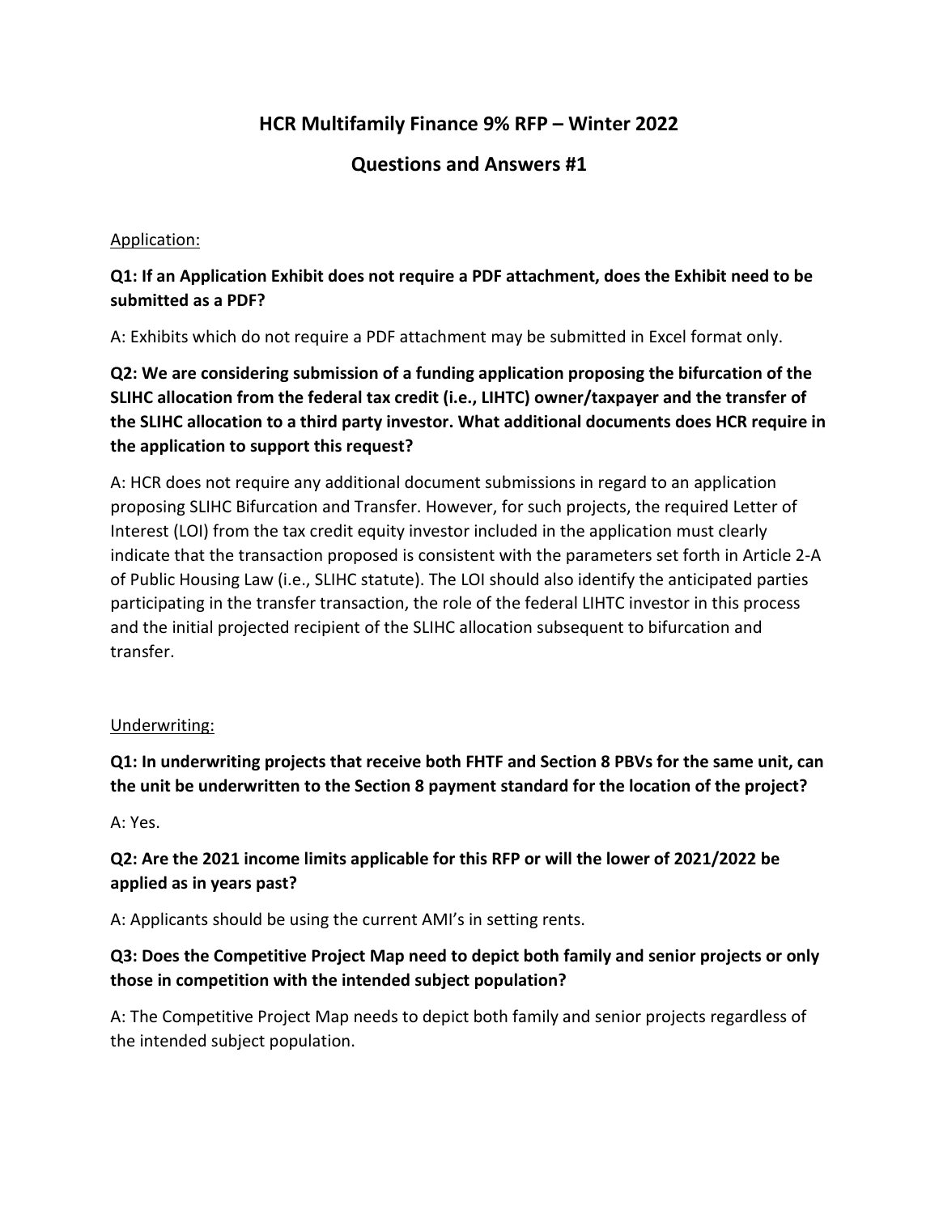# HCR Multifamily Finance 9% RFP – Winter 2022

## Questions and Answers #1

Application:

**Q1: If an Application Exhibit does not require a PDF attachment, does the Exhibit need to be submitted as a PDF?**

A: Exhibits which do not require a PDF attachment may be submitted in Excel format only.

**Q2: We are considering submission of a funding application proposing the bifurcation of the SLIHC allocation from the federal tax credit (i.e., LIHTC) owner/taxpayer and the transfer of the SLIHC allocation to a third party investor. What additional documents does HCR require in the application to support this request?**

A: HCR does not require any additional document submissions in regard to an application proposing SLIHC Bifurcation and Transfer. However, for such projects, the required Letter of Interest (LOI) from the tax credit equity investor included in the application must clearly indicate that the transaction proposed is consistent with the parameters set forth in Article 2-A of Public Housing Law (i.e., SLIHC statute). The LOI should also identify the anticipated parties participating in the transfer transaction, the role of the federal LIHTC investor in this process and the initial projected recipient of the SLIHC allocation subsequent to bifurcation and transfer.

Underwriting:

**Q1: In underwriting projects that receive both FHTF and Section 8 PBVs for the same unit, can the unit be underwritten to the Section 8 payment standard for the location of the project?**

A: Yes.

**Q2: Are the 2021 income limits applicable for this RFP or will the lower of 2021/2022 be applied as in years past?**

A: Applicants should be using the current AMI's in setting rents.

**Q3: Does the Competitive Project Map need to depict both family and senior projects or only those in competition with the intended subject population?**

A: The Competitive Project Map needs to depict both family and senior projects regardless of the intended subject population.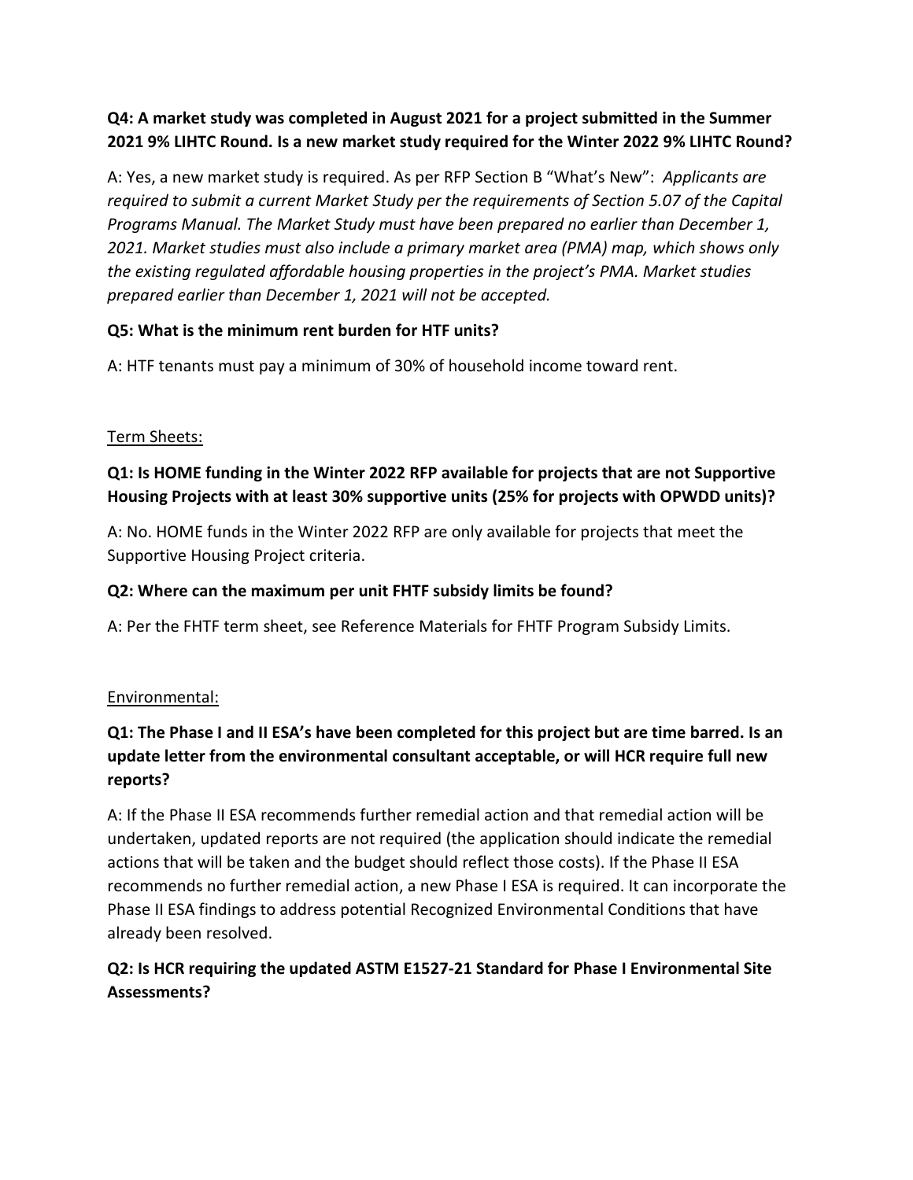**Q4: A market study was completed in August 2021 for a project submitted in the Summer 2021 9% LIHTC Round. Is a new market study required for the Winter 2022 9% LIHTC Round?**

A: Yes, a new market study is required. As per RFP Section B "What's New": *Applicants are required to submit a current Market Study per the requirements of Section 5.07 of the Capital Programs Manual. The Market Study must have been prepared no earlier than December 1, 2021. Market studies must also include a primary market area (PMA) map, which shows only the existing regulated affordable housing properties in the project's PMA. Market studies prepared earlier than December 1, 2021 will not be accepted.*

**Q5: What is the minimum rent burden for HTF units?**

A: HTF tenants must pay a minimum of 30% of household income toward rent.

<u>Term Sheets:</u>

**Q1: Is HOME funding in the Winter 2022 RFP available for projects that are not Supportive Housing Projects with at least 30% supportive units (25% for projects with OPWDD units)?**

A: No. HOME funds in the Winter 2022 RFP are only available for projects that meet the Supportive Housing Project criteria.

**Q2: Where can the maximum per unit FHTF subsidy limits be found?**

A: Per the FHTF term sheet, see Reference Materials for FHTF Program Subsidy Limits.

<u>Environmental:</u>

**Q1: The Phase I and II ESA's have been completed for this project but are time barred. Is an update letter from the environmental consultant acceptable, or will HCR require full new reports?**

A: If the Phase II ESA recommends further remedial action and that remedial action will be undertaken, updated reports are not required (the application should indicate the remedial actions that will be taken and the budget should reflect those costs). If the Phase II ESA recommends no further remedial action, a new Phase I ESA is required. It can incorporate the Phase II ESA findings to address potential Recognized Environmental Conditions that have already been resolved.

**Q2: Is HCR requiring the updated ASTM E1527-21 Standard for Phase I Environmental Site Assessments?**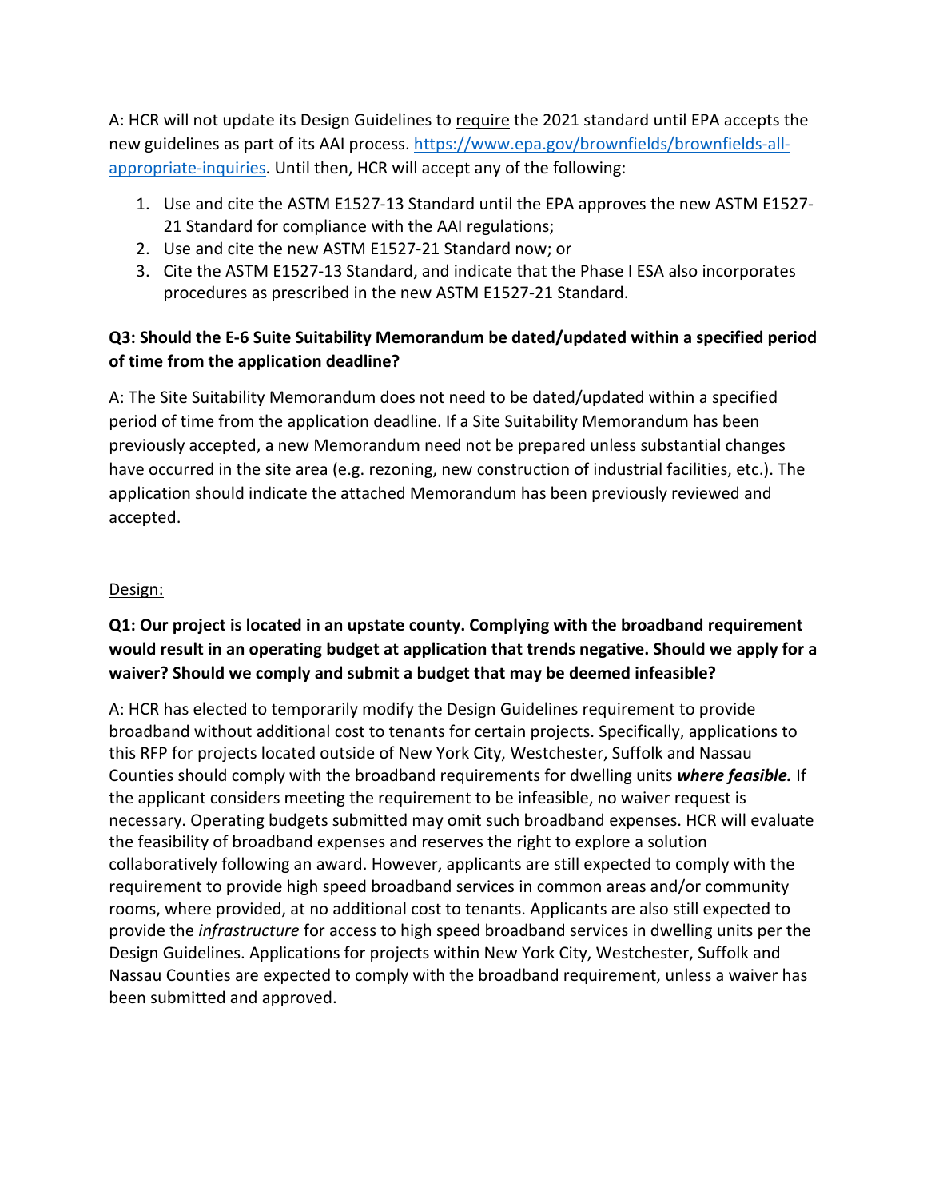A: HCR will not update its Design Guidelines to <u>require</u> the 2021 standard until EPA accepts the new guidelines as part of its AAI process. [https://www.epa.gov/brownfields/brownfields-all-appropriate-inquiries](https://www.epa.gov/brownfields/brownfields-all-appropriate-inquiries). Until then, HCR will accept any of the following:

1. Use and cite the ASTM E1527-13 Standard until the EPA approves the new ASTM E1527-21 Standard for compliance with the AAI regulations;
2. Use and cite the new ASTM E1527-21 Standard now; or
3. Cite the ASTM E1527-13 Standard, and indicate that the Phase I ESA also incorporates procedures as prescribed in the new ASTM E1527-21 Standard.

**Q3: Should the E-6 Suite Suitability Memorandum be dated/updated within a specified period of time from the application deadline?**

A: The Site Suitability Memorandum does not need to be dated/updated within a specified period of time from the application deadline. If a Site Suitability Memorandum has been previously accepted, a new Memorandum need not be prepared unless substantial changes have occurred in the site area (e.g. rezoning, new construction of industrial facilities, etc.). The application should indicate the attached Memorandum has been previously reviewed and accepted.

<u>Design:</u>

**Q1: Our project is located in an upstate county. Complying with the broadband requirement would result in an operating budget at application that trends negative. Should we apply for a waiver? Should we comply and submit a budget that may be deemed infeasible?**

A: HCR has elected to temporarily modify the Design Guidelines requirement to provide broadband without additional cost to tenants for certain projects. Specifically, applications to this RFP for projects located outside of New York City, Westchester, Suffolk and Nassau Counties should comply with the broadband requirements for dwelling units ***where feasible.*** If the applicant considers meeting the requirement to be infeasible, no waiver request is necessary. Operating budgets submitted may omit such broadband expenses. HCR will evaluate the feasibility of broadband expenses and reserves the right to explore a solution collaboratively following an award. However, applicants are still expected to comply with the requirement to provide high speed broadband services in common areas and/or community rooms, where provided, at no additional cost to tenants. Applicants are also still expected to provide the *infrastructure* for access to high speed broadband services in dwelling units per the Design Guidelines. Applications for projects within New York City, Westchester, Suffolk and Nassau Counties are expected to comply with the broadband requirement, unless a waiver has been submitted and approved.